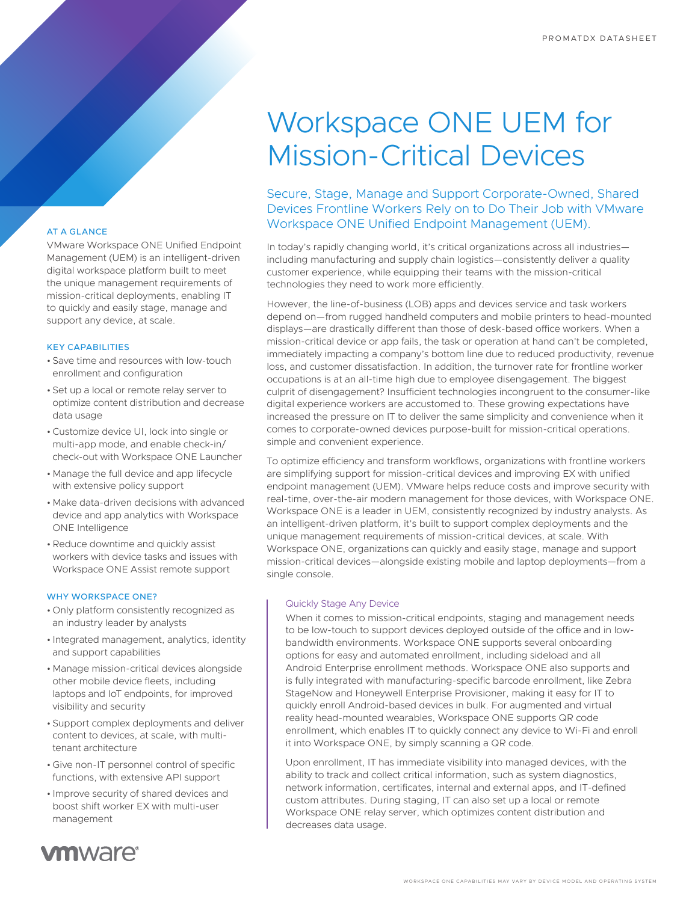# Workspace ONE UEM for Mission-Critical Devices

## Secure, Stage, Manage and Support Corporate-Owned, Shared Devices Frontline Workers Rely on to Do Their Job with VMware Workspace ONE Unified Endpoint Management (UEM).

### AT A GLANCE

VMware Workspace ONE Unified Endpoint Management (UEM) is an intelligent-driven digital workspace platform built to meet the unique management requirements of mission-critical deployments, enabling IT to quickly and easily stage, manage and support any device, at scale.

### KEY CAPABILITIES

- Save time and resources with low-touch enrollment and configuration
- Set up a local or remote relay server to optimize content distribution and decrease data usage
- Customize device UI, lock into single or multi-app mode, and enable check-in/check-out with Workspace ONE Launcher
- Manage the full device and app lifecycle with extensive policy support
- Make data-driven decisions with advanced device and app analytics with Workspace ONE Intelligence
- Reduce downtime and quickly assist workers with device tasks and issues with Workspace ONE Assist remote support

### WHY WORKSPACE ONE?

- Only platform consistently recognized as an industry leader by analysts
- Integrated management, analytics, identity and support capabilities
- Manage mission-critical devices alongside other mobile device fleets, including laptops and IoT endpoints, for improved visibility and security
- Support complex deployments and deliver content to devices, at scale, with multi-tenant architecture
- Give non-IT personnel control of specific functions, with extensive API support
- Improve security of shared devices and boost shift worker EX with multi-user management

In today's rapidly changing world, it's critical organizations across all industries—including manufacturing and supply chain logistics—consistently deliver a quality customer experience, while equipping their teams with the mission-critical technologies they need to work more efficiently.

However, the line-of-business (LOB) apps and devices service and task workers depend on—from rugged handheld computers and mobile printers to head-mounted displays—are drastically different than those of desk-based office workers. When a mission-critical device or app fails, the task or operation at hand can't be completed, immediately impacting a company's bottom line due to reduced productivity, revenue loss, and customer dissatisfaction. In addition, the turnover rate for frontline worker occupations is at an all-time high due to employee disengagement. The biggest culprit of disengagement? Insufficient technologies incongruent to the consumer-like digital experience workers are accustomed to. These growing expectations have increased the pressure on IT to deliver the same simplicity and convenience when it comes to corporate-owned devices purpose-built for mission-critical operations. simple and convenient experience.

To optimize efficiency and transform workflows, organizations with frontline workers are simplifying support for mission-critical devices and improving EX with unified endpoint management (UEM). VMware helps reduce costs and improve security with real-time, over-the-air modern management for those devices, with Workspace ONE. Workspace ONE is a leader in UEM, consistently recognized by industry analysts. As an intelligent-driven platform, it's built to support complex deployments and the unique management requirements of mission-critical devices, at scale. With Workspace ONE, organizations can quickly and easily stage, manage and support mission-critical devices—alongside existing mobile and laptop deployments—from a single console.

### Quickly Stage Any Device

When it comes to mission-critical endpoints, staging and management needs to be low-touch to support devices deployed outside of the office and in low-bandwidth environments. Workspace ONE supports several onboarding options for easy and automated enrollment, including sideload and all Android Enterprise enrollment methods. Workspace ONE also supports and is fully integrated with manufacturing-specific barcode enrollment, like Zebra StageNow and Honeywell Enterprise Provisioner, making it easy for IT to quickly enroll Android-based devices in bulk. For augmented and virtual reality head-mounted wearables, Workspace ONE supports QR code enrollment, which enables IT to quickly connect any device to Wi-Fi and enroll it into Workspace ONE, by simply scanning a QR code.

Upon enrollment, IT has immediate visibility into managed devices, with the ability to track and collect critical information, such as system diagnostics, network information, certificates, internal and external apps, and IT-defined custom attributes. During staging, IT can also set up a local or remote Workspace ONE relay server, which optimizes content distribution and decreases data usage.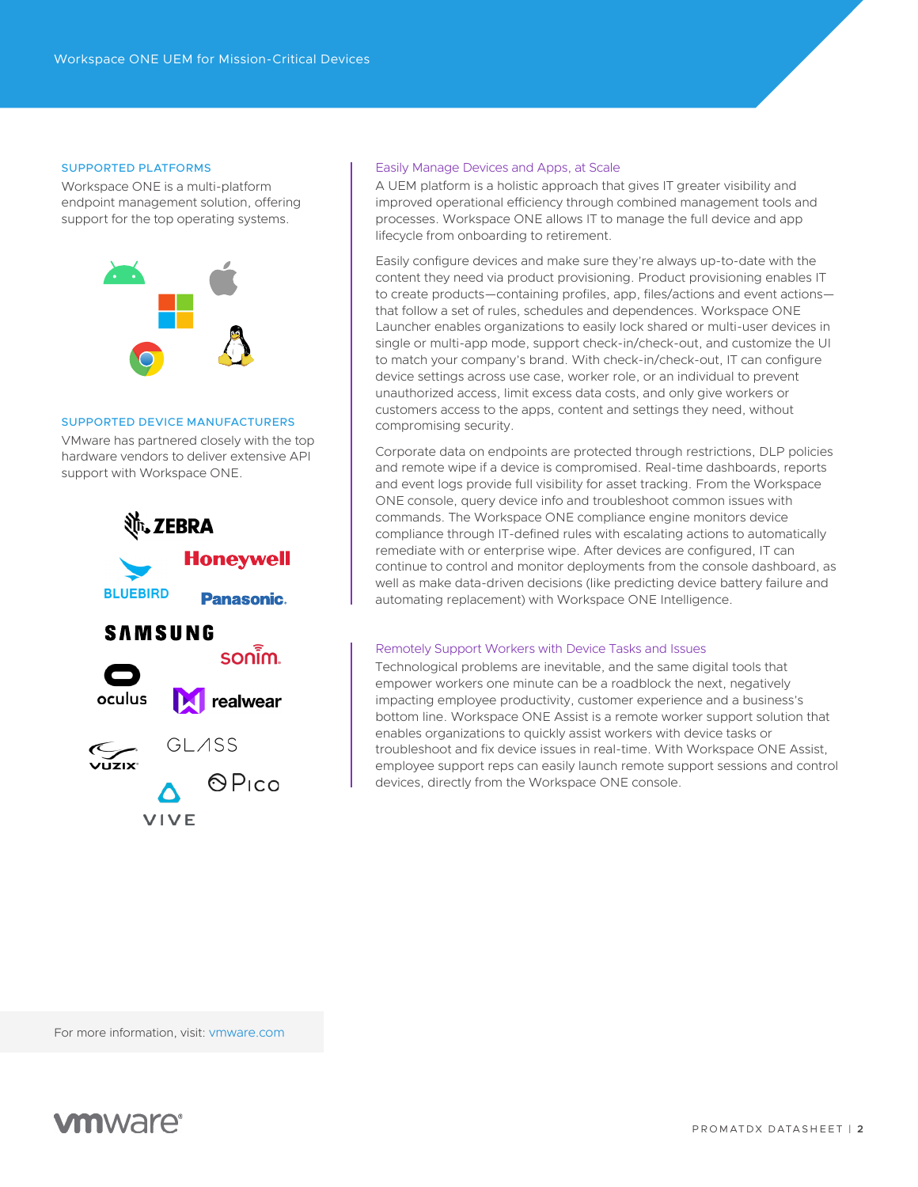### SUPPORTED PLATFORMS

Workspace ONE is a multi-platform endpoint management solution, offering support for the top operating systems.

### SUPPORTED DEVICE MANUFACTURERS

VMware has partnered closely with the top hardware vendors to deliver extensive API support with Workspace ONE.

### Easily Manage Devices and Apps, at Scale

A UEM platform is a holistic approach that gives IT greater visibility and improved operational efficiency through combined management tools and processes. Workspace ONE allows IT to manage the full device and app lifecycle from onboarding to retirement.

Easily configure devices and make sure they're always up-to-date with the content they need via product provisioning. Product provisioning enables IT to create products—containing profiles, app, files/actions and event actions—that follow a set of rules, schedules and dependences. Workspace ONE Launcher enables organizations to easily lock shared or multi-user devices in single or multi-app mode, support check-in/check-out, and customize the UI to match your company's brand. With check-in/check-out, IT can configure device settings across use case, worker role, or an individual to prevent unauthorized access, limit excess data costs, and only give workers or customers access to the apps, content and settings they need, without compromising security.

Corporate data on endpoints are protected through restrictions, DLP policies and remote wipe if a device is compromised. Real-time dashboards, reports and event logs provide full visibility for asset tracking. From the Workspace ONE console, query device info and troubleshoot common issues with commands. The Workspace ONE compliance engine monitors device compliance through IT-defined rules with escalating actions to automatically remediate with or enterprise wipe. After devices are configured, IT can continue to control and monitor deployments from the console dashboard, as well as make data-driven decisions (like predicting device battery failure and automating replacement) with Workspace ONE Intelligence.

### Remotely Support Workers with Device Tasks and Issues

Technological problems are inevitable, and the same digital tools that empower workers one minute can be a roadblock the next, negatively impacting employee productivity, customer experience and a business's bottom line. Workspace ONE Assist is a remote worker support solution that enables organizations to quickly assist workers with device tasks or troubleshoot and fix device issues in real-time. With Workspace ONE Assist, employee support reps can easily launch remote support sessions and control devices, directly from the Workspace ONE console.

For more information, visit: vmware.com